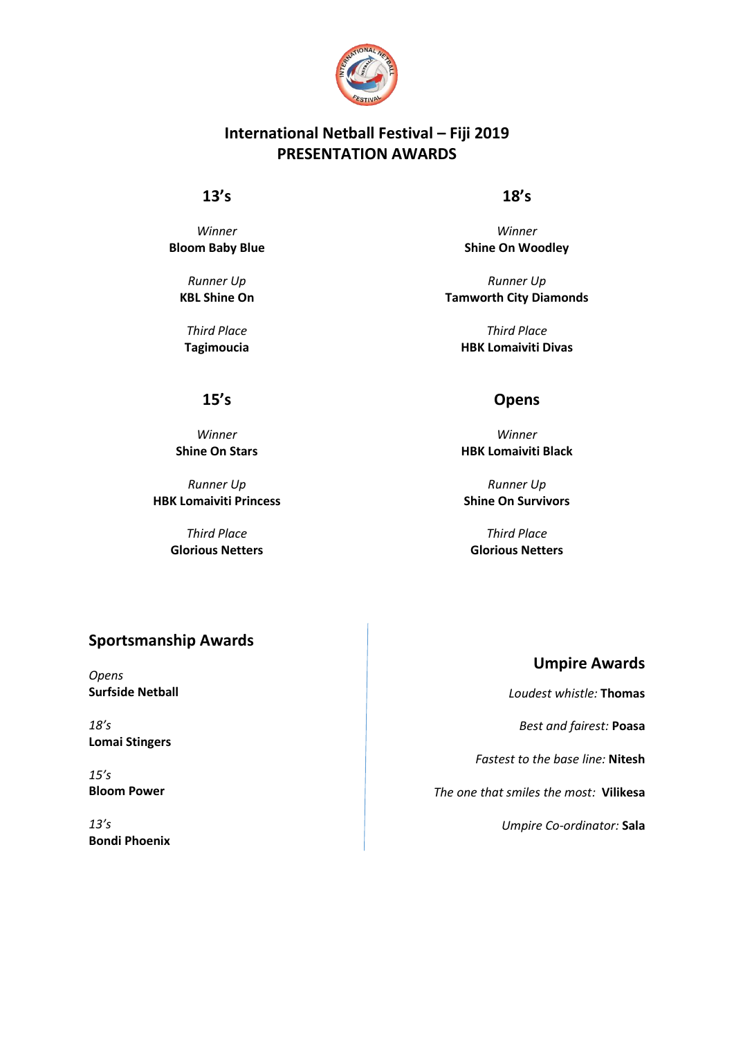# International Netball Festival – Fiji 2019
# PRESENTATION AWARDS

## 13's

*Winner*
**Bloom Baby Blue**

*Runner Up*
**KBL Shine On**

*Third Place*
**Tagimoucia**

## 15's

*Winner*
**Shine On Stars**

*Runner Up*
**HBK Lomaiviti Princess**

*Third Place*
**Glorious Netters**

## 18's

*Winner*
**Shine On Woodley**

*Runner Up*
**Tamworth City Diamonds**

*Third Place*
**HBK Lomaiviti Divas**

## Opens

*Winner*
**HBK Lomaiviti Black**

*Runner Up*
**Shine On Survivors**

*Third Place*
**Glorious Netters**

## Sportsmanship Awards

*Opens*
**Surfside Netball**

*18's*
**Lomai Stingers**

*15's*
**Bloom Power**

*13's*
**Bondi Phoenix**

## Umpire Awards

*Loudest whistle:* **Thomas**

*Best and fairest:* **Poasa**

*Fastest to the base line:* **Nitesh**

*The one that smiles the most:* **Vilikesa**

*Umpire Co-ordinator:* **Sala**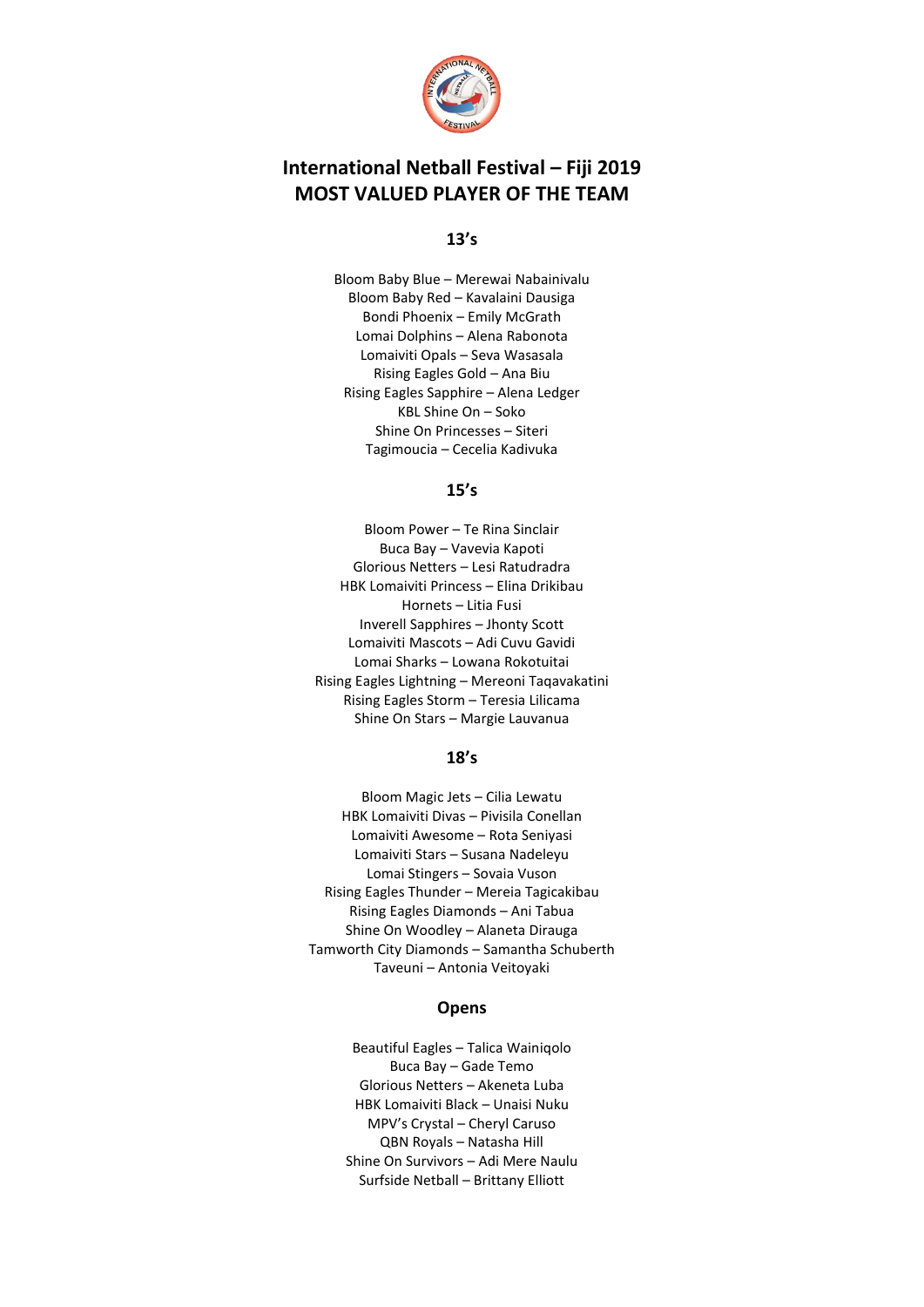# International Netball Festival – Fiji 2019
# MOST VALUED PLAYER OF THE TEAM

## 13's

Bloom Baby Blue – Merewai Nabainivalu
Bloom Baby Red – Kavalaini Dausiga
Bondi Phoenix – Emily McGrath
Lomai Dolphins – Alena Rabonota
Lomaiviti Opals – Seva Wasasala
Rising Eagles Gold – Ana Biu
Rising Eagles Sapphire – Alena Ledger
KBL Shine On – Soko
Shine On Princesses – Siteri
Tagimoucia – Cecelia Kadivuka

## 15's

Bloom Power – Te Rina Sinclair
Buca Bay – Vavevia Kapoti
Glorious Netters – Lesi Ratudradra
HBK Lomaiviti Princess – Elina Drikibau
Hornets – Litia Fusi
Inverell Sapphires – Jhonty Scott
Lomaiviti Mascots – Adi Cuvu Gavidi
Lomai Sharks – Lowana Rokotuitai
Rising Eagles Lightning – Mereoni Taqavakatini
Rising Eagles Storm – Teresia Lilicama
Shine On Stars – Margie Lauvanua

## 18's

Bloom Magic Jets – Cilia Lewatu
HBK Lomaiviti Divas – Pivisila Conellan
Lomaiviti Awesome – Rota Seniyasi
Lomaiviti Stars – Susana Nadeleyu
Lomai Stingers – Sovaia Vuson
Rising Eagles Thunder – Mereia Tagicakibau
Rising Eagles Diamonds – Ani Tabua
Shine On Woodley – Alaneta Dirauga
Tamworth City Diamonds – Samantha Schuberth
Taveuni – Antonia Veitoyaki

## Opens

Beautiful Eagles – Talica Wainiqolo
Buca Bay – Gade Temo
Glorious Netters – Akeneta Luba
HBK Lomaiviti Black – Unaisi Nuku
MPV's Crystal – Cheryl Caruso
QBN Royals – Natasha Hill
Shine On Survivors – Adi Mere Naulu
Surfside Netball – Brittany Elliott